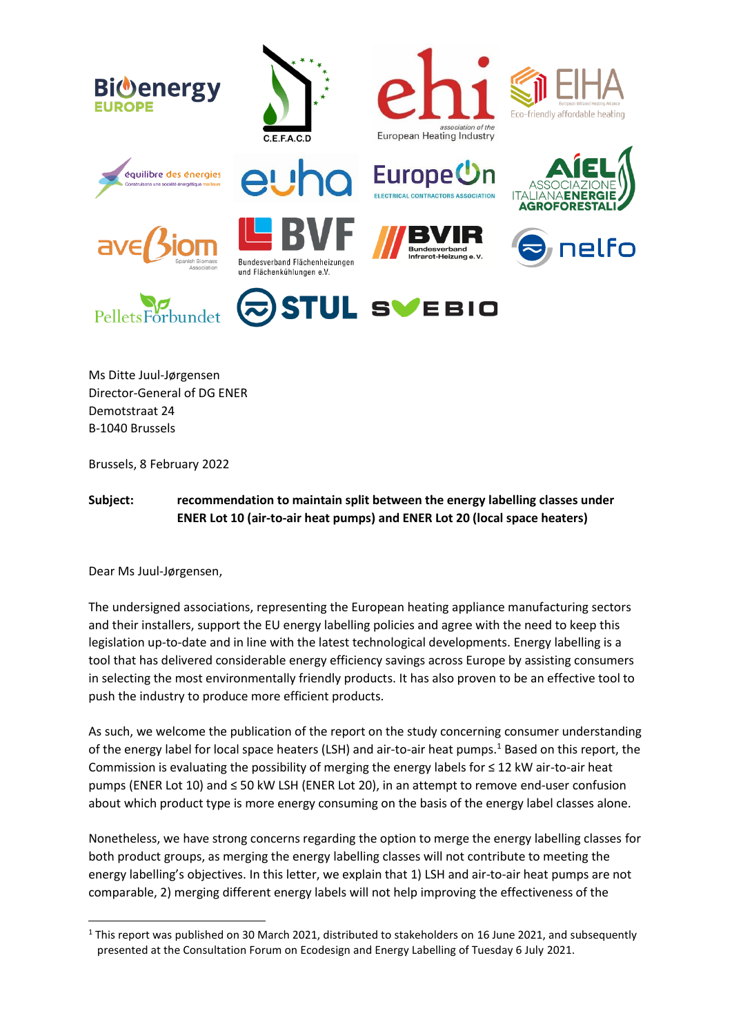Ms Ditte Juul-Jørgensen
Director-General of DG ENER
Demotstraat 24
B-1040 Brussels

Brussels, 8 February 2022

**Subject:** **recommendation to maintain split between the energy labelling classes under ENER Lot 10 (air-to-air heat pumps) and ENER Lot 20 (local space heaters)**

Dear Ms Juul-Jørgensen,

The undersigned associations, representing the European heating appliance manufacturing sectors and their installers, support the EU energy labelling policies and agree with the need to keep this legislation up-to-date and in line with the latest technological developments. Energy labelling is a tool that has delivered considerable energy efficiency savings across Europe by assisting consumers in selecting the most environmentally friendly products. It has also proven to be an effective tool to push the industry to produce more efficient products.

As such, we welcome the publication of the report on the study concerning consumer understanding of the energy label for local space heaters (LSH) and air-to-air heat pumps.[1] Based on this report, the Commission is evaluating the possibility of merging the energy labels for ≤ 12 kW air-to-air heat pumps (ENER Lot 10) and ≤ 50 kW LSH (ENER Lot 20), in an attempt to remove end-user confusion about which product type is more energy consuming on the basis of the energy label classes alone.

Nonetheless, we have strong concerns regarding the option to merge the energy labelling classes for both product groups, as merging the energy labelling classes will not contribute to meeting the energy labelling's objectives. In this letter, we explain that 1) LSH and air-to-air heat pumps are not comparable, 2) merging different energy labels will not help improving the effectiveness of the

[1] This report was published on 30 March 2021, distributed to stakeholders on 16 June 2021, and subsequently presented at the Consultation Forum on Ecodesign and Energy Labelling of Tuesday 6 July 2021.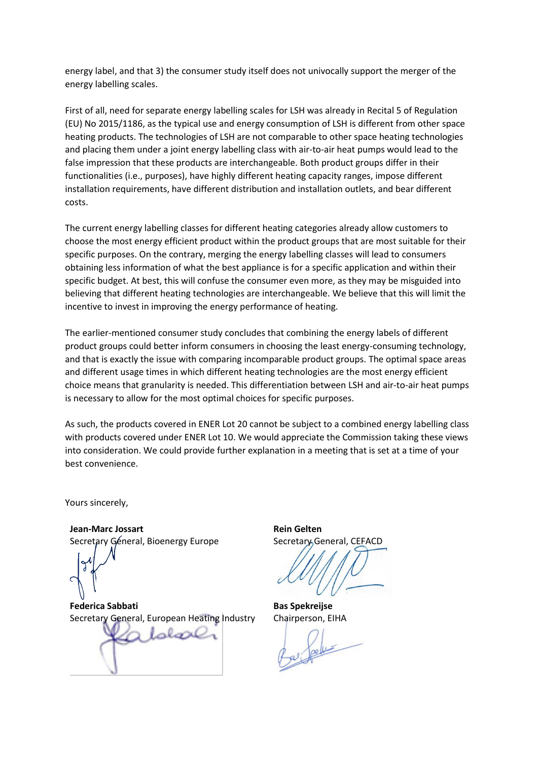energy label, and that 3) the consumer study itself does not univocally support the merger of the energy labelling scales.

First of all, need for separate energy labelling scales for LSH was already in Recital 5 of Regulation (EU) No 2015/1186, as the typical use and energy consumption of LSH is different from other space heating products. The technologies of LSH are not comparable to other space heating technologies and placing them under a joint energy labelling class with air-to-air heat pumps would lead to the false impression that these products are interchangeable. Both product groups differ in their functionalities (i.e., purposes), have highly different heating capacity ranges, impose different installation requirements, have different distribution and installation outlets, and bear different costs.

The current energy labelling classes for different heating categories already allow customers to choose the most energy efficient product within the product groups that are most suitable for their specific purposes. On the contrary, merging the energy labelling classes will lead to consumers obtaining less information of what the best appliance is for a specific application and within their specific budget. At best, this will confuse the consumer even more, as they may be misguided into believing that different heating technologies are interchangeable. We believe that this will limit the incentive to invest in improving the energy performance of heating.

The earlier-mentioned consumer study concludes that combining the energy labels of different product groups could better inform consumers in choosing the least energy-consuming technology, and that is exactly the issue with comparing incomparable product groups. The optimal space areas and different usage times in which different heating technologies are the most energy efficient choice means that granularity is needed. This differentiation between LSH and air-to-air heat pumps is necessary to allow for the most optimal choices for specific purposes.

As such, the products covered in ENER Lot 20 cannot be subject to a combined energy labelling class with products covered under ENER Lot 10. We would appreciate the Commission taking these views into consideration. We could provide further explanation in a meeting that is set at a time of your best convenience.

Yours sincerely,

**Jean-Marc Jossart**
Secretary General, Bioenergy Europe

**Rein Gelten**
Secretary General, CEFACD

**Federica Sabbati**
Secretary General, European Heating Industry

**Bas Spekreijse**
Chairperson, EIHA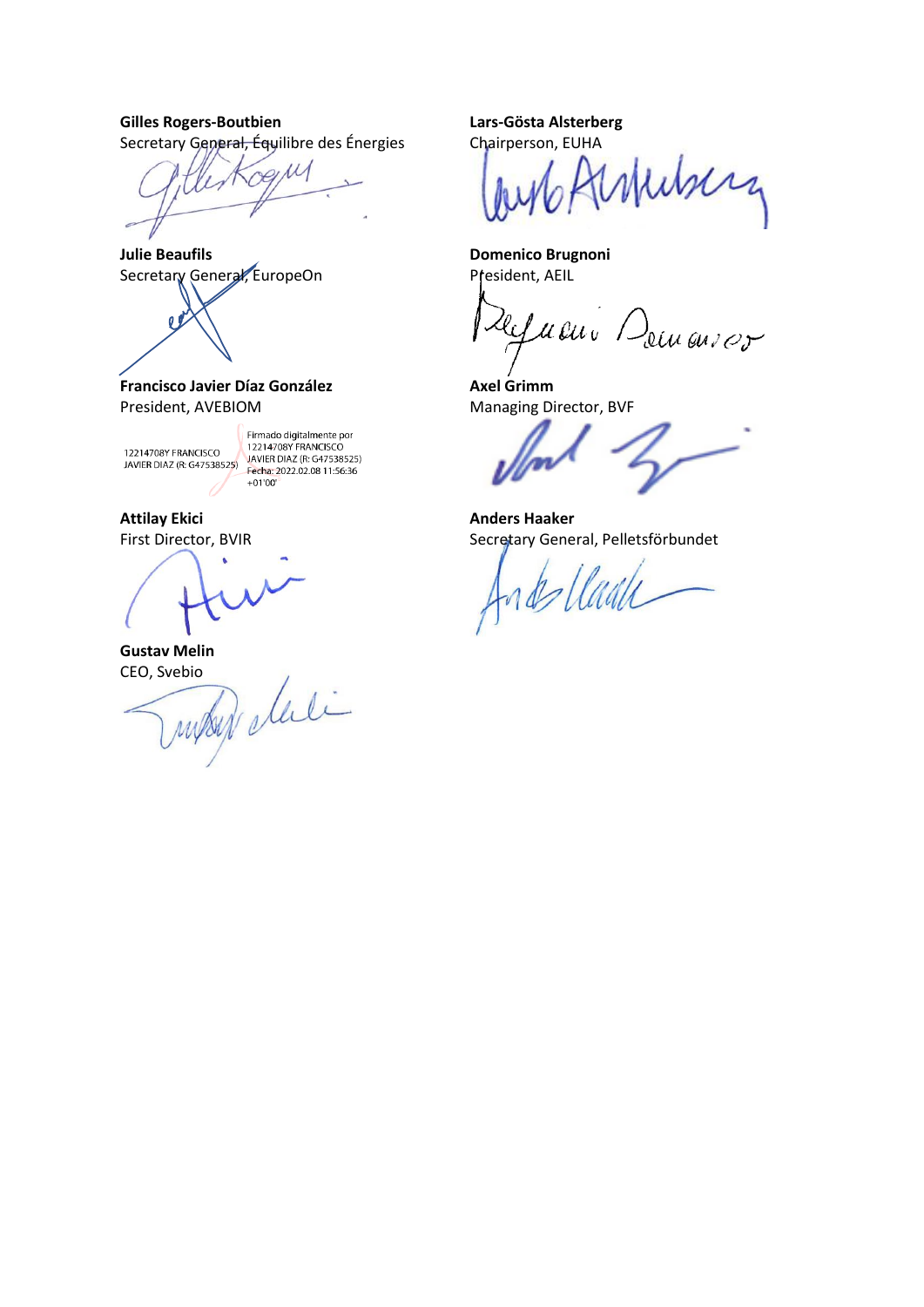**Gilles Rogers-Boutbien**
Secretary General, Équilibre des Énergies

**Julie Beaufils**
Secretary General, EuropeOn

**Francisco Javier Díaz González**
President, AVEBIOM

12214708Y FRANCISCO JAVIER DIAZ (R: G47538525)

Firmado digitalmente por 12214708Y FRANCISCO JAVIER DIAZ (R: G47538525)
Fecha: 2022.02.08 11:56:36 +01'00'

**Attilay Ekici**
First Director, BVIR

**Gustav Melin**
CEO, Svebio

**Lars-Gösta Alsterberg**
Chairperson, EUHA

**Domenico Brugnoni**
President, AEIL

**Axel Grimm**
Managing Director, BVF

**Anders Haaker**
Secretary General, Pelletsförbundet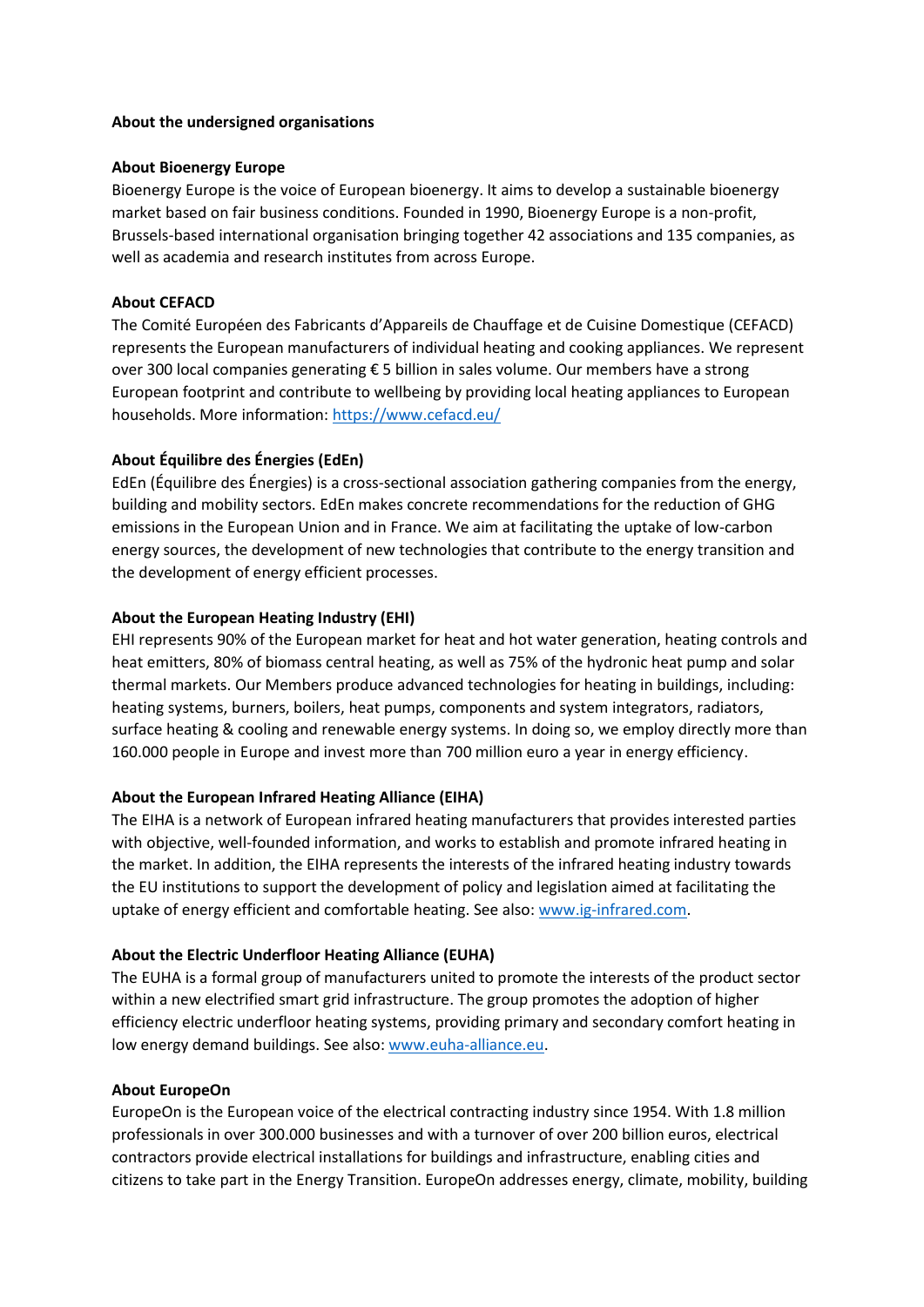**About the undersigned organisations**

**About Bioenergy Europe**

Bioenergy Europe is the voice of European bioenergy. It aims to develop a sustainable bioenergy market based on fair business conditions. Founded in 1990, Bioenergy Europe is a non-profit, Brussels-based international organisation bringing together 42 associations and 135 companies, as well as academia and research institutes from across Europe.

**About CEFACD**

The Comité Européen des Fabricants d'Appareils de Chauffage et de Cuisine Domestique (CEFACD) represents the European manufacturers of individual heating and cooking appliances. We represent over 300 local companies generating € 5 billion in sales volume. Our members have a strong European footprint and contribute to wellbeing by providing local heating appliances to European households. More information: https://www.cefacd.eu/

**About Équilibre des Énergies (EdEn)**

EdEn (Équilibre des Énergies) is a cross-sectional association gathering companies from the energy, building and mobility sectors. EdEn makes concrete recommendations for the reduction of GHG emissions in the European Union and in France. We aim at facilitating the uptake of low-carbon energy sources, the development of new technologies that contribute to the energy transition and the development of energy efficient processes.

**About the European Heating Industry (EHI)**

EHI represents 90% of the European market for heat and hot water generation, heating controls and heat emitters, 80% of biomass central heating, as well as 75% of the hydronic heat pump and solar thermal markets. Our Members produce advanced technologies for heating in buildings, including: heating systems, burners, boilers, heat pumps, components and system integrators, radiators, surface heating & cooling and renewable energy systems. In doing so, we employ directly more than 160.000 people in Europe and invest more than 700 million euro a year in energy efficiency.

**About the European Infrared Heating Alliance (EIHA)**

The EIHA is a network of European infrared heating manufacturers that provides interested parties with objective, well-founded information, and works to establish and promote infrared heating in the market. In addition, the EIHA represents the interests of the infrared heating industry towards the EU institutions to support the development of policy and legislation aimed at facilitating the uptake of energy efficient and comfortable heating. See also: www.ig-infrared.com.

**About the Electric Underfloor Heating Alliance (EUHA)**

The EUHA is a formal group of manufacturers united to promote the interests of the product sector within a new electrified smart grid infrastructure. The group promotes the adoption of higher efficiency electric underfloor heating systems, providing primary and secondary comfort heating in low energy demand buildings. See also: www.euha-alliance.eu.

**About EuropeOn**

EuropeOn is the European voice of the electrical contracting industry since 1954. With 1.8 million professionals in over 300.000 businesses and with a turnover of over 200 billion euros, electrical contractors provide electrical installations for buildings and infrastructure, enabling cities and citizens to take part in the Energy Transition. EuropeOn addresses energy, climate, mobility, building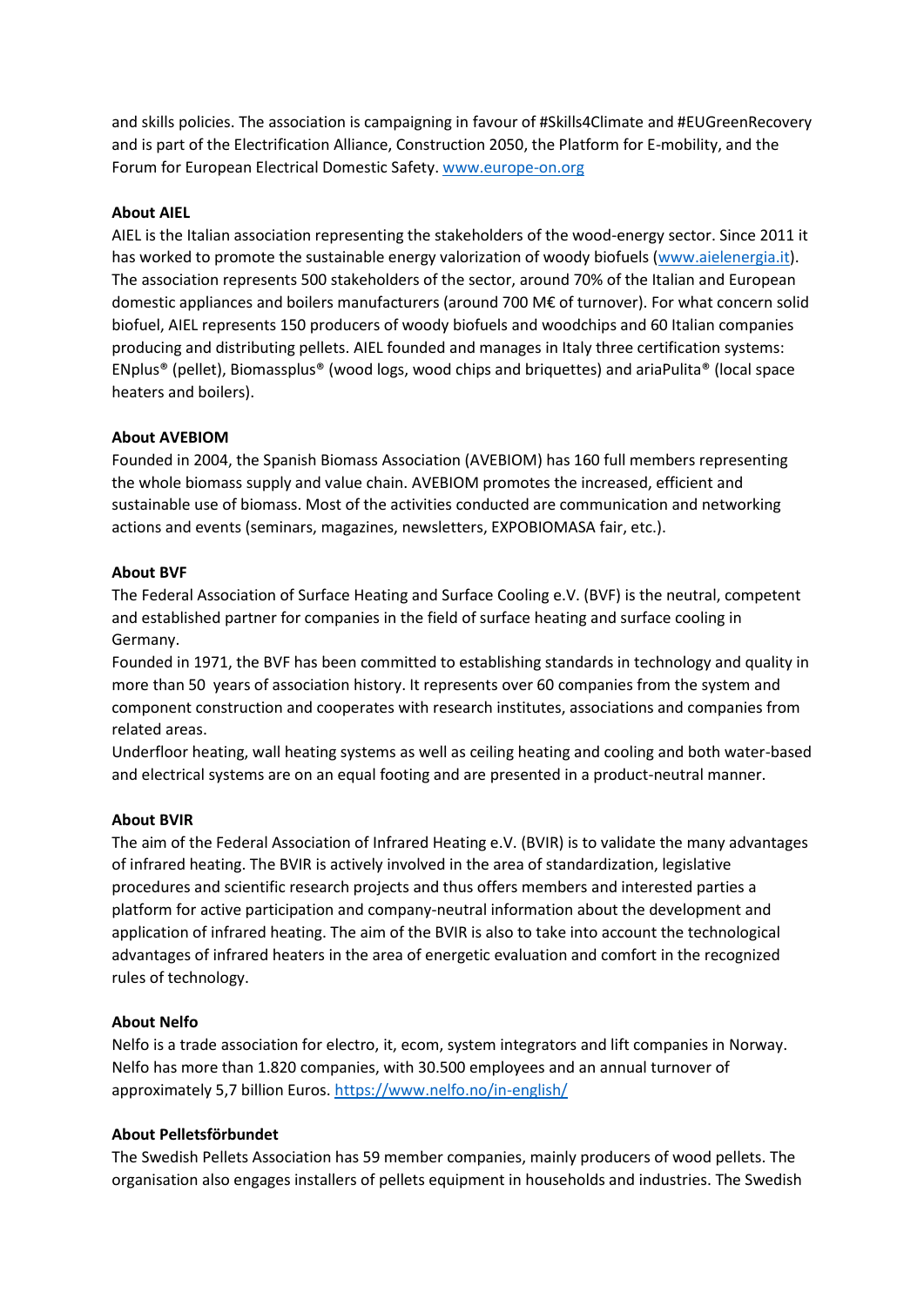and skills policies. The association is campaigning in favour of #Skills4Climate and #EUGreenRecovery and is part of the Electrification Alliance, Construction 2050, the Platform for E-mobility, and the Forum for European Electrical Domestic Safety. [www.europe-on.org](www.europe-on.org)

**About AIEL**

AIEL is the Italian association representing the stakeholders of the wood-energy sector. Since 2011 it has worked to promote the sustainable energy valorization of woody biofuels ([www.aielenergia.it](www.aielenergia.it)). The association represents 500 stakeholders of the sector, around 70% of the Italian and European domestic appliances and boilers manufacturers (around 700 M€ of turnover). For what concern solid biofuel, AIEL represents 150 producers of woody biofuels and woodchips and 60 Italian companies producing and distributing pellets. AIEL founded and manages in Italy three certification systems: ENplus® (pellet), Biomassplus® (wood logs, wood chips and briquettes) and ariaPulita® (local space heaters and boilers).

**About AVEBIOM**

Founded in 2004, the Spanish Biomass Association (AVEBIOM) has 160 full members representing the whole biomass supply and value chain. AVEBIOM promotes the increased, efficient and sustainable use of biomass. Most of the activities conducted are communication and networking actions and events (seminars, magazines, newsletters, EXPOBIOMASA fair, etc.).

**About BVF**

The Federal Association of Surface Heating and Surface Cooling e.V. (BVF) is the neutral, competent and established partner for companies in the field of surface heating and surface cooling in Germany.

Founded in 1971, the BVF has been committed to establishing standards in technology and quality in more than 50 years of association history. It represents over 60 companies from the system and component construction and cooperates with research institutes, associations and companies from related areas.

Underfloor heating, wall heating systems as well as ceiling heating and cooling and both water-based and electrical systems are on an equal footing and are presented in a product-neutral manner.

**About BVIR**

The aim of the Federal Association of Infrared Heating e.V. (BVIR) is to validate the many advantages of infrared heating. The BVIR is actively involved in the area of standardization, legislative procedures and scientific research projects and thus offers members and interested parties a platform for active participation and company-neutral information about the development and application of infrared heating. The aim of the BVIR is also to take into account the technological advantages of infrared heaters in the area of energetic evaluation and comfort in the recognized rules of technology.

**About Nelfo**

Nelfo is a trade association for electro, it, ecom, system integrators and lift companies in Norway. Nelfo has more than 1.820 companies, with 30.500 employees and an annual turnover of approximately 5,7 billion Euros. [https://www.nelfo.no/in-english/](https://www.nelfo.no/in-english/)

**About Pelletsförbundet**

The Swedish Pellets Association has 59 member companies, mainly producers of wood pellets. The organisation also engages installers of pellets equipment in households and industries. The Swedish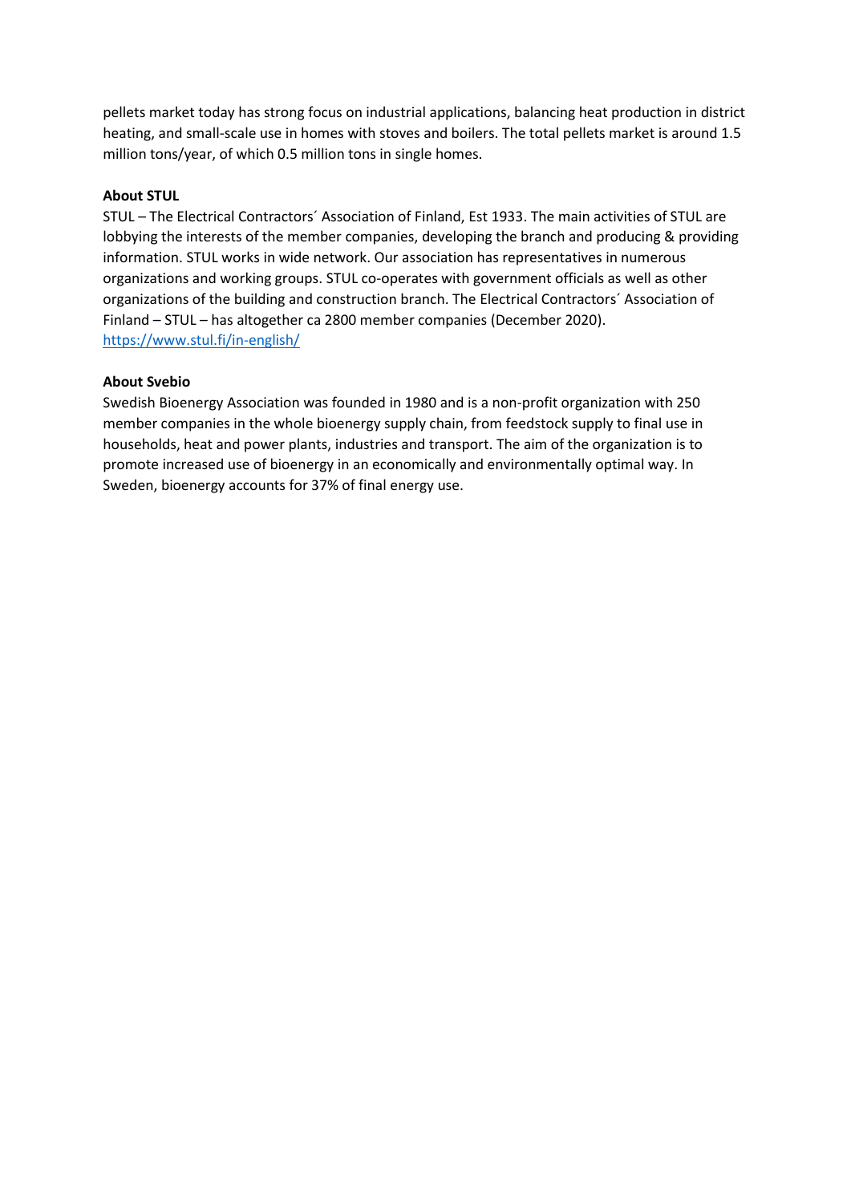pellets market today has strong focus on industrial applications, balancing heat production in district heating, and small-scale use in homes with stoves and boilers. The total pellets market is around 1.5 million tons/year, of which 0.5 million tons in single homes.

**About STUL**

STUL – The Electrical Contractors´ Association of Finland, Est 1933. The main activities of STUL are lobbying the interests of the member companies, developing the branch and producing & providing information. STUL works in wide network. Our association has representatives in numerous organizations and working groups. STUL co-operates with government officials as well as other organizations of the building and construction branch. The Electrical Contractors´ Association of Finland – STUL – has altogether ca 2800 member companies (December 2020). [https://www.stul.fi/in-english/](https://www.stul.fi/in-english/)

**About Svebio**

Swedish Bioenergy Association was founded in 1980 and is a non-profit organization with 250 member companies in the whole bioenergy supply chain, from feedstock supply to final use in households, heat and power plants, industries and transport. The aim of the organization is to promote increased use of bioenergy in an economically and environmentally optimal way. In Sweden, bioenergy accounts for 37% of final energy use.